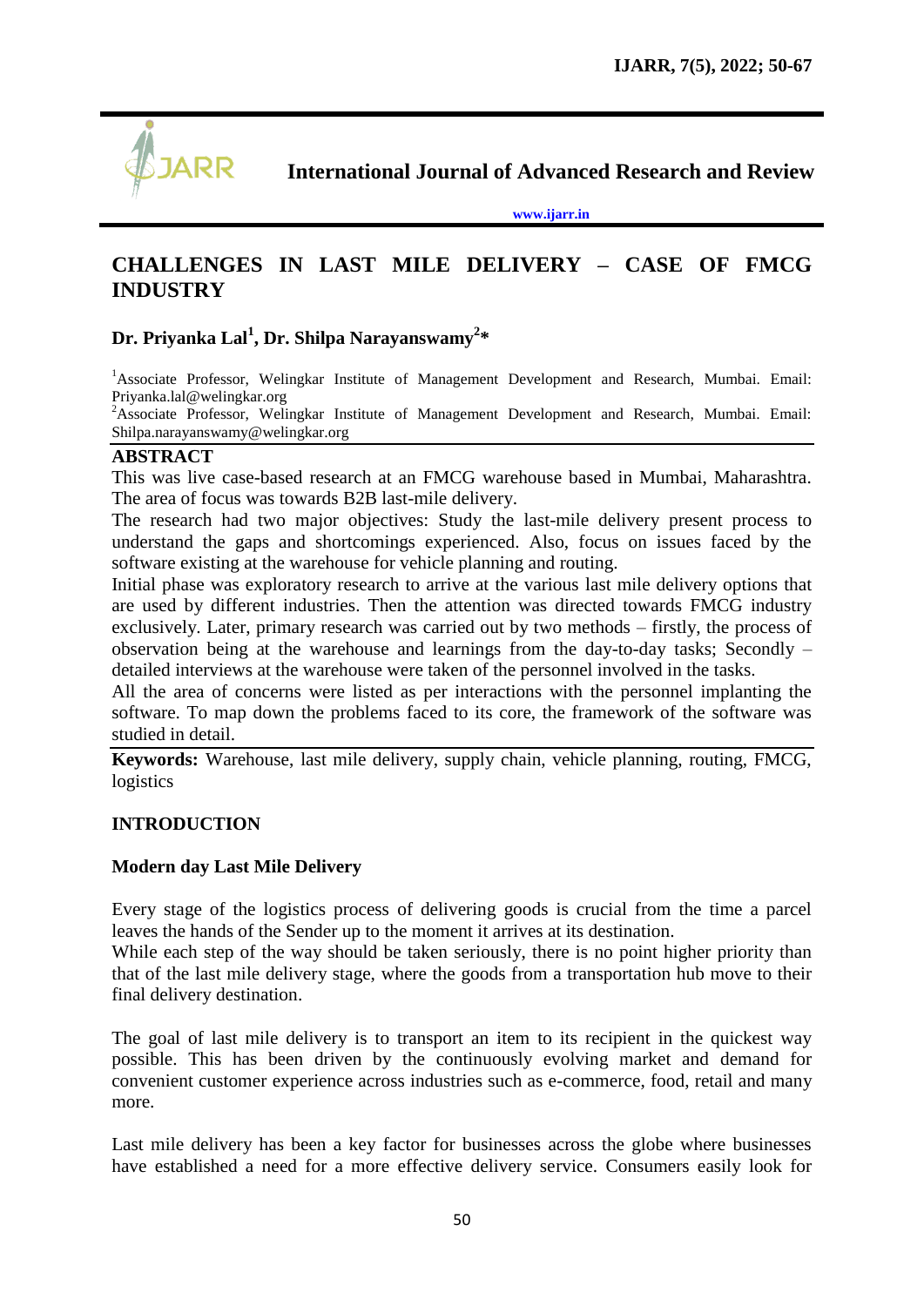# International Journal of Advanced Research and Review

www.ijarr.in

## CHALLENGES IN LAST MILE DELIVERY – CASE OF FMCG INDUSTRY

**Dr. Priyanka Lal[1], Dr. Shilpa Narayanswamy[2]***

[1]Associate Professor, Welingkar Institute of Management Development and Research, Mumbai. Email: Priyanka.lal@welingkar.org
[2]Associate Professor, Welingkar Institute of Management Development and Research, Mumbai. Email: Shilpa.narayanswamy@welingkar.org

### ABSTRACT

This was live case-based research at an FMCG warehouse based in Mumbai, Maharashtra. The area of focus was towards B2B last-mile delivery.

The research had two major objectives: Study the last-mile delivery present process to understand the gaps and shortcomings experienced. Also, focus on issues faced by the software existing at the warehouse for vehicle planning and routing.

Initial phase was exploratory research to arrive at the various last mile delivery options that are used by different industries. Then the attention was directed towards FMCG industry exclusively. Later, primary research was carried out by two methods – firstly, the process of observation being at the warehouse and learnings from the day-to-day tasks; Secondly – detailed interviews at the warehouse were taken of the personnel involved in the tasks.

All the area of concerns were listed as per interactions with the personnel implanting the software. To map down the problems faced to its core, the framework of the software was studied in detail.

**Keywords:** Warehouse, last mile delivery, supply chain, vehicle planning, routing, FMCG, logistics

### INTRODUCTION

#### Modern day Last Mile Delivery

Every stage of the logistics process of delivering goods is crucial from the time a parcel leaves the hands of the Sender up to the moment it arrives at its destination.

While each step of the way should be taken seriously, there is no point higher priority than that of the last mile delivery stage, where the goods from a transportation hub move to their final delivery destination.

The goal of last mile delivery is to transport an item to its recipient in the quickest way possible. This has been driven by the continuously evolving market and demand for convenient customer experience across industries such as e-commerce, food, retail and many more.

Last mile delivery has been a key factor for businesses across the globe where businesses have established a need for a more effective delivery service. Consumers easily look for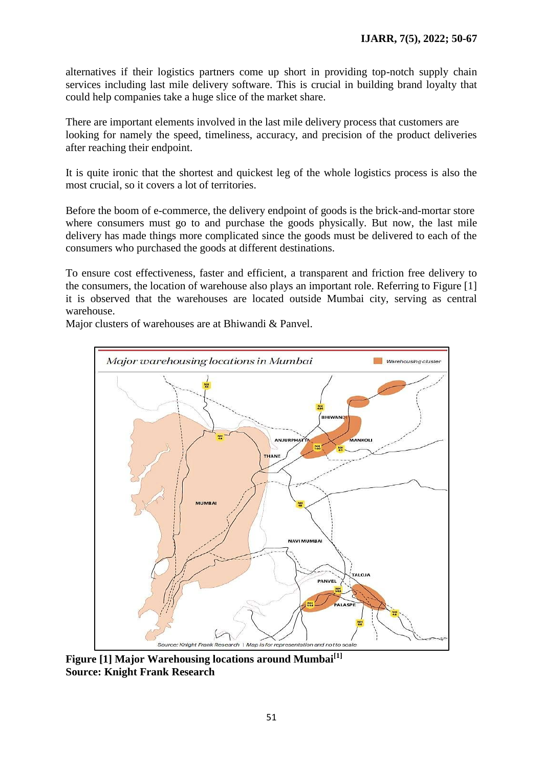alternatives if their logistics partners come up short in providing top-notch supply chain services including last mile delivery software. This is crucial in building brand loyalty that could help companies take a huge slice of the market share.

There are important elements involved in the last mile delivery process that customers are looking for namely the speed, timeliness, accuracy, and precision of the product deliveries after reaching their endpoint.

It is quite ironic that the shortest and quickest leg of the whole logistics process is also the most crucial, so it covers a lot of territories.

Before the boom of e-commerce, the delivery endpoint of goods is the brick-and-mortar store where consumers must go to and purchase the goods physically. But now, the last mile delivery has made things more complicated since the goods must be delivered to each of the consumers who purchased the goods at different destinations.

To ensure cost effectiveness, faster and efficient, a transparent and friction free delivery to the consumers, the location of warehouse also plays an important role. Referring to Figure [1] it is observed that the warehouses are located outside Mumbai city, serving as central warehouse.

Major clusters of warehouses are at Bhiwandi & Panvel.

**Figure [1] Major Warehousing locations around Mumbai[1]**
**Source: Knight Frank Research**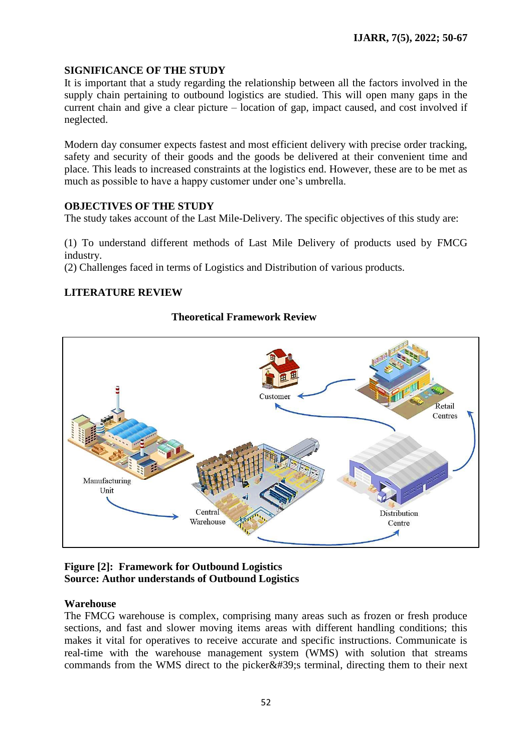## SIGNIFICANCE OF THE STUDY

It is important that a study regarding the relationship between all the factors involved in the supply chain pertaining to outbound logistics are studied. This will open many gaps in the current chain and give a clear picture – location of gap, impact caused, and cost involved if neglected.

Modern day consumer expects fastest and most efficient delivery with precise order tracking, safety and security of their goods and the goods be delivered at their convenient time and place. This leads to increased constraints at the logistics end. However, these are to be met as much as possible to have a happy customer under one's umbrella.

## OBJECTIVES OF THE STUDY

The study takes account of the Last Mile-Delivery. The specific objectives of this study are:

(1) To understand different methods of Last Mile Delivery of products used by FMCG industry.
(2) Challenges faced in terms of Logistics and Distribution of various products.

## LITERATURE REVIEW

### Theoretical Framework Review

**Figure [2]: Framework for Outbound Logistics**
**Source: Author understands of Outbound Logistics**

### Warehouse

The FMCG warehouse is complex, comprising many areas such as frozen or fresh produce sections, and fast and slower moving items areas with different handling conditions; this makes it vital for operatives to receive accurate and specific instructions. Communicate is real-time with the warehouse management system (WMS) with solution that streams commands from the WMS direct to the picker&#39;s terminal, directing them to their next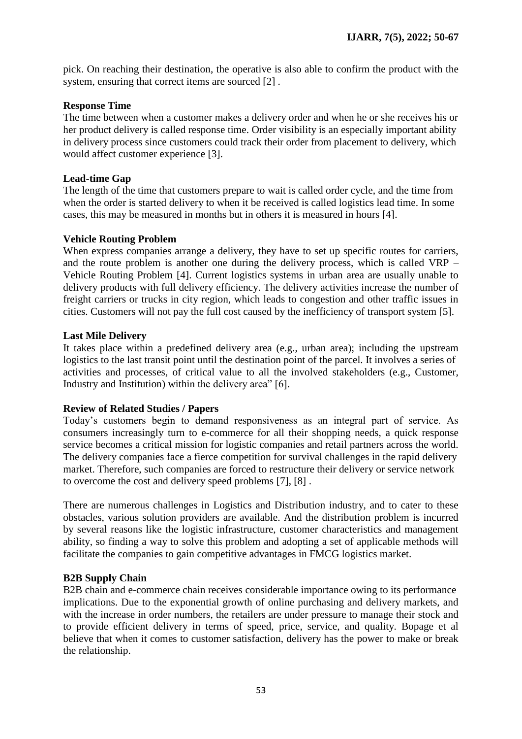pick. On reaching their destination, the operative is also able to confirm the product with the system, ensuring that correct items are sourced [2] .

**Response Time**

The time between when a customer makes a delivery order and when he or she receives his or her product delivery is called response time. Order visibility is an especially important ability in delivery process since customers could track their order from placement to delivery, which would affect customer experience [3].

**Lead-time Gap**

The length of the time that customers prepare to wait is called order cycle, and the time from when the order is started delivery to when it be received is called logistics lead time. In some cases, this may be measured in months but in others it is measured in hours [4].

**Vehicle Routing Problem**

When express companies arrange a delivery, they have to set up specific routes for carriers, and the route problem is another one during the delivery process, which is called VRP – Vehicle Routing Problem [4]. Current logistics systems in urban area are usually unable to delivery products with full delivery efficiency. The delivery activities increase the number of freight carriers or trucks in city region, which leads to congestion and other traffic issues in cities. Customers will not pay the full cost caused by the inefficiency of transport system [5].

**Last Mile Delivery**

It takes place within a predefined delivery area (e.g., urban area); including the upstream logistics to the last transit point until the destination point of the parcel. It involves a series of activities and processes, of critical value to all the involved stakeholders (e.g., Customer, Industry and Institution) within the delivery area" [6].

**Review of Related Studies / Papers**

Today's customers begin to demand responsiveness as an integral part of service. As consumers increasingly turn to e-commerce for all their shopping needs, a quick response service becomes a critical mission for logistic companies and retail partners across the world. The delivery companies face a fierce competition for survival challenges in the rapid delivery market. Therefore, such companies are forced to restructure their delivery or service network to overcome the cost and delivery speed problems [7], [8] .

There are numerous challenges in Logistics and Distribution industry, and to cater to these obstacles, various solution providers are available. And the distribution problem is incurred by several reasons like the logistic infrastructure, customer characteristics and management ability, so finding a way to solve this problem and adopting a set of applicable methods will facilitate the companies to gain competitive advantages in FMCG logistics market.

**B2B Supply Chain**

B2B chain and e-commerce chain receives considerable importance owing to its performance implications. Due to the exponential growth of online purchasing and delivery markets, and with the increase in order numbers, the retailers are under pressure to manage their stock and to provide efficient delivery in terms of speed, price, service, and quality. Bopage et al believe that when it comes to customer satisfaction, delivery has the power to make or break the relationship.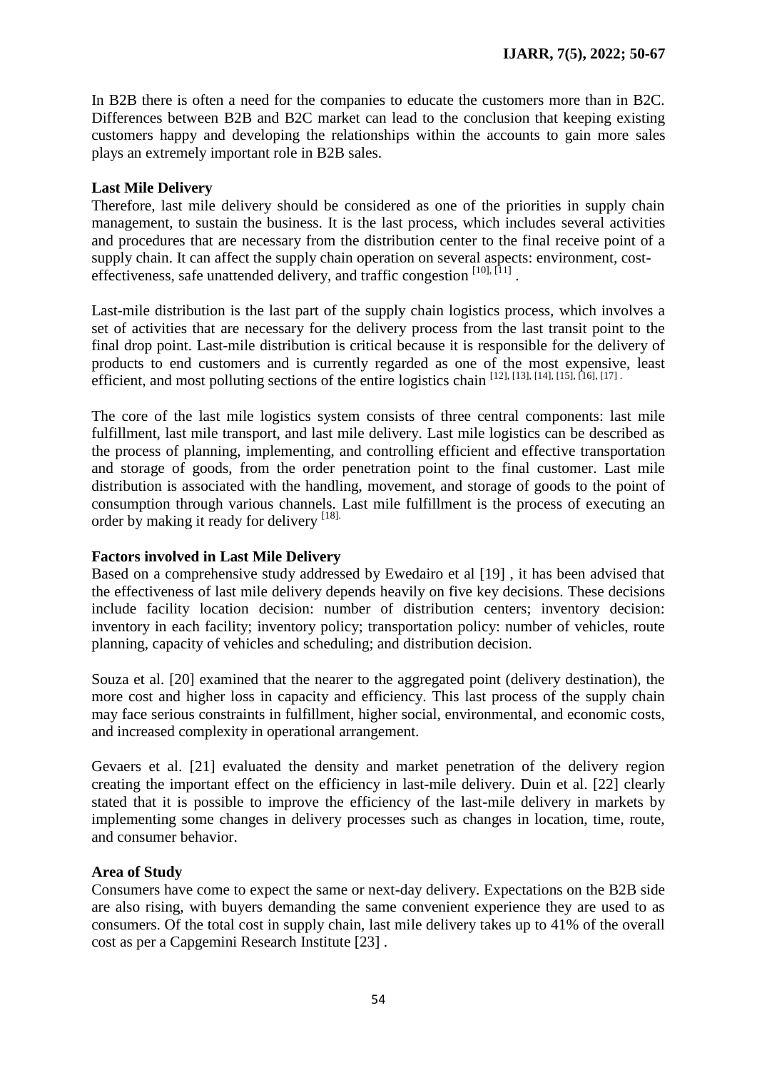In B2B there is often a need for the companies to educate the customers more than in B2C. Differences between B2B and B2C market can lead to the conclusion that keeping existing customers happy and developing the relationships within the accounts to gain more sales plays an extremely important role in B2B sales.

**Last Mile Delivery**

Therefore, last mile delivery should be considered as one of the priorities in supply chain management, to sustain the business. It is the last process, which includes several activities and procedures that are necessary from the distribution center to the final receive point of a supply chain. It can affect the supply chain operation on several aspects: environment, cost-effectiveness, safe unattended delivery, and traffic congestion [10], [11] .

Last-mile distribution is the last part of the supply chain logistics process, which involves a set of activities that are necessary for the delivery process from the last transit point to the final drop point. Last-mile distribution is critical because it is responsible for the delivery of products to end customers and is currently regarded as one of the most expensive, least efficient, and most polluting sections of the entire logistics chain [12], [13], [14], [15], [16], [17] .

The core of the last mile logistics system consists of three central components: last mile fulfillment, last mile transport, and last mile delivery. Last mile logistics can be described as the process of planning, implementing, and controlling efficient and effective transportation and storage of goods, from the order penetration point to the final customer. Last mile distribution is associated with the handling, movement, and storage of goods to the point of consumption through various channels. Last mile fulfillment is the process of executing an order by making it ready for delivery [18].

**Factors involved in Last Mile Delivery**

Based on a comprehensive study addressed by Ewedairo et al [19] , it has been advised that the effectiveness of last mile delivery depends heavily on five key decisions. These decisions include facility location decision: number of distribution centers; inventory decision: inventory in each facility; inventory policy; transportation policy: number of vehicles, route planning, capacity of vehicles and scheduling; and distribution decision.

Souza et al. [20] examined that the nearer to the aggregated point (delivery destination), the more cost and higher loss in capacity and efficiency. This last process of the supply chain may face serious constraints in fulfillment, higher social, environmental, and economic costs, and increased complexity in operational arrangement.

Gevaers et al. [21] evaluated the density and market penetration of the delivery region creating the important effect on the efficiency in last-mile delivery. Duin et al. [22] clearly stated that it is possible to improve the efficiency of the last-mile delivery in markets by implementing some changes in delivery processes such as changes in location, time, route, and consumer behavior.

**Area of Study**

Consumers have come to expect the same or next-day delivery. Expectations on the B2B side are also rising, with buyers demanding the same convenient experience they are used to as consumers. Of the total cost in supply chain, last mile delivery takes up to 41% of the overall cost as per a Capgemini Research Institute [23] .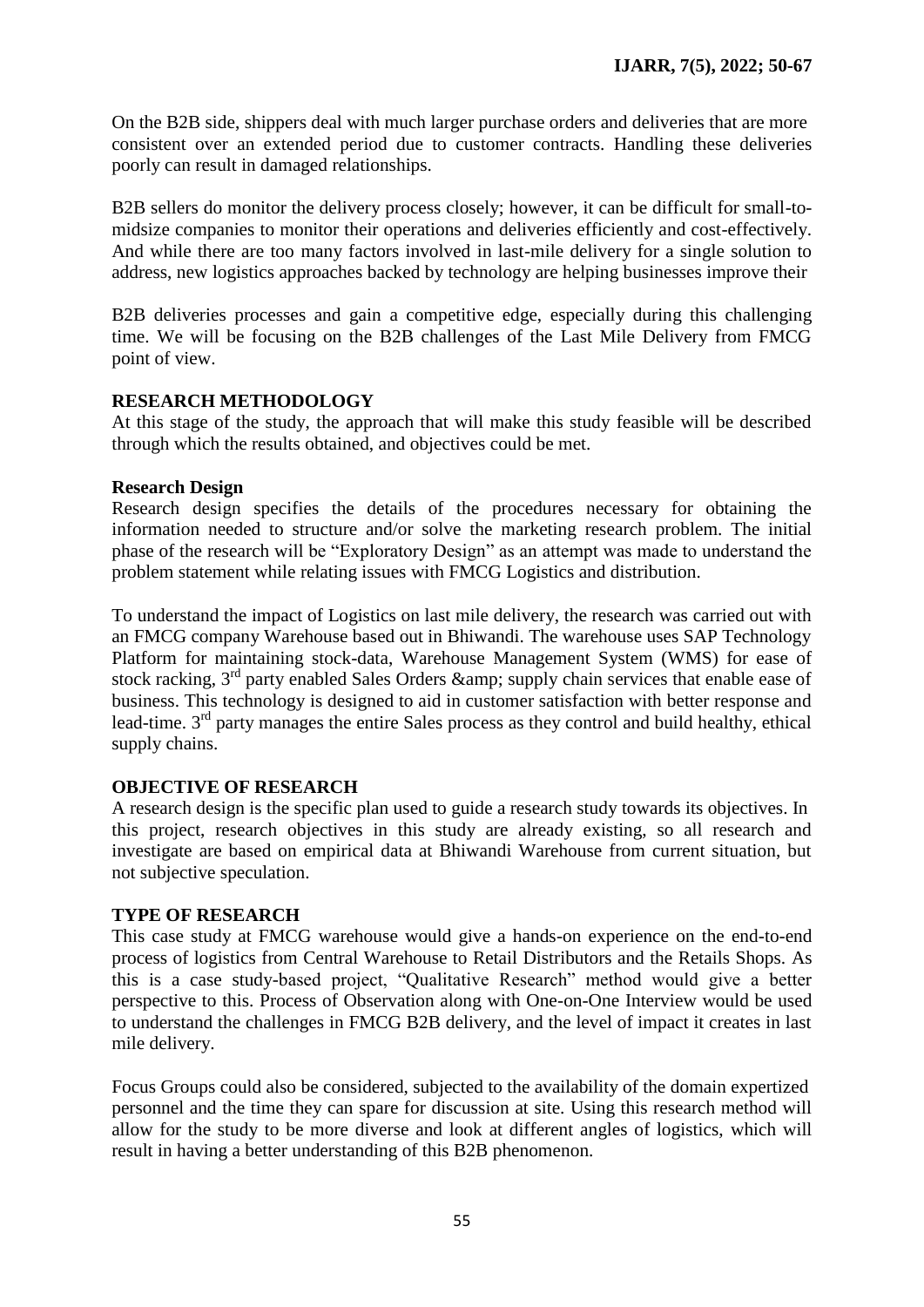On the B2B side, shippers deal with much larger purchase orders and deliveries that are more consistent over an extended period due to customer contracts. Handling these deliveries poorly can result in damaged relationships.

B2B sellers do monitor the delivery process closely; however, it can be difficult for small-to-midsize companies to monitor their operations and deliveries efficiently and cost-effectively. And while there are too many factors involved in last-mile delivery for a single solution to address, new logistics approaches backed by technology are helping businesses improve their

B2B deliveries processes and gain a competitive edge, especially during this challenging time. We will be focusing on the B2B challenges of the Last Mile Delivery from FMCG point of view.

## RESEARCH METHODOLOGY

At this stage of the study, the approach that will make this study feasible will be described through which the results obtained, and objectives could be met.

### Research Design

Research design specifies the details of the procedures necessary for obtaining the information needed to structure and/or solve the marketing research problem. The initial phase of the research will be "Exploratory Design" as an attempt was made to understand the problem statement while relating issues with FMCG Logistics and distribution.

To understand the impact of Logistics on last mile delivery, the research was carried out with an FMCG company Warehouse based out in Bhiwandi. The warehouse uses SAP Technology Platform for maintaining stock-data, Warehouse Management System (WMS) for ease of stock racking, 3rd party enabled Sales Orders &amp; supply chain services that enable ease of business. This technology is designed to aid in customer satisfaction with better response and lead-time. 3rd party manages the entire Sales process as they control and build healthy, ethical supply chains.

## OBJECTIVE OF RESEARCH

A research design is the specific plan used to guide a research study towards its objectives. In this project, research objectives in this study are already existing, so all research and investigate are based on empirical data at Bhiwandi Warehouse from current situation, but not subjective speculation.

## TYPE OF RESEARCH

This case study at FMCG warehouse would give a hands-on experience on the end-to-end process of logistics from Central Warehouse to Retail Distributors and the Retails Shops. As this is a case study-based project, "Qualitative Research" method would give a better perspective to this. Process of Observation along with One-on-One Interview would be used to understand the challenges in FMCG B2B delivery, and the level of impact it creates in last mile delivery.

Focus Groups could also be considered, subjected to the availability of the domain expertized personnel and the time they can spare for discussion at site. Using this research method will allow for the study to be more diverse and look at different angles of logistics, which will result in having a better understanding of this B2B phenomenon.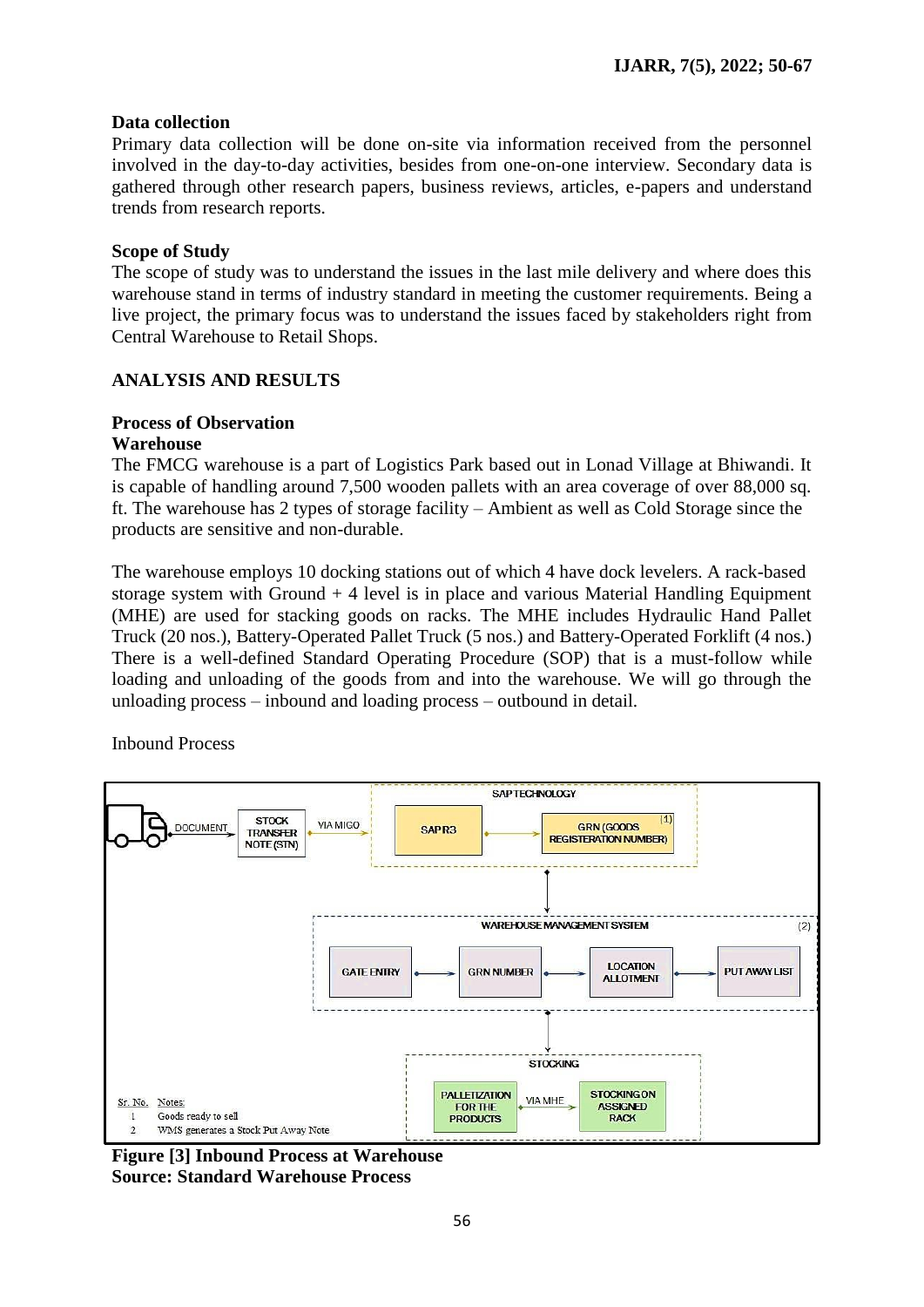**Data collection**

Primary data collection will be done on-site via information received from the personnel involved in the day-to-day activities, besides from one-on-one interview. Secondary data is gathered through other research papers, business reviews, articles, e-papers and understand trends from research reports.

**Scope of Study**

The scope of study was to understand the issues in the last mile delivery and where does this warehouse stand in terms of industry standard in meeting the customer requirements. Being a live project, the primary focus was to understand the issues faced by stakeholders right from Central Warehouse to Retail Shops.

## ANALYSIS AND RESULTS

### Process of Observation

#### Warehouse

The FMCG warehouse is a part of Logistics Park based out in Lonad Village at Bhiwandi. It is capable of handling around 7,500 wooden pallets with an area coverage of over 88,000 sq. ft. The warehouse has 2 types of storage facility – Ambient as well as Cold Storage since the products are sensitive and non-durable.

The warehouse employs 10 docking stations out of which 4 have dock levelers. A rack-based storage system with Ground + 4 level is in place and various Material Handling Equipment (MHE) are used for stacking goods on racks. The MHE includes Hydraulic Hand Pallet Truck (20 nos.), Battery-Operated Pallet Truck (5 nos.) and Battery-Operated Forklift (4 nos.) There is a well-defined Standard Operating Procedure (SOP) that is a must-follow while loading and unloading of the goods from and into the warehouse. We will go through the unloading process – inbound and loading process – outbound in detail.

Inbound Process

DOCUMENT → STOCK TRANSFER NOTE (STN) → VIA MIGO →

SAP TECHNOLOGY: SAP R3 → GRN (GOODS REGISTERATION NUMBER) (1)

WAREHOUSE MANAGEMENT SYSTEM (2): GATE ENTRY → GRN NUMBER → LOCATION ALLOTMENT → PUT AWAY LIST

STOCKING: PALLETIZATION FOR THE PRODUCTS → VIA MHE → STOCKING ON ASSIGNED RACK

| Sr. No. | Notes: |
|---|---|
| 1 | Goods ready to sell |
| 2 | WMS generates a Stock Put Away Note |

**Figure [3] Inbound Process at Warehouse**
**Source: Standard Warehouse Process**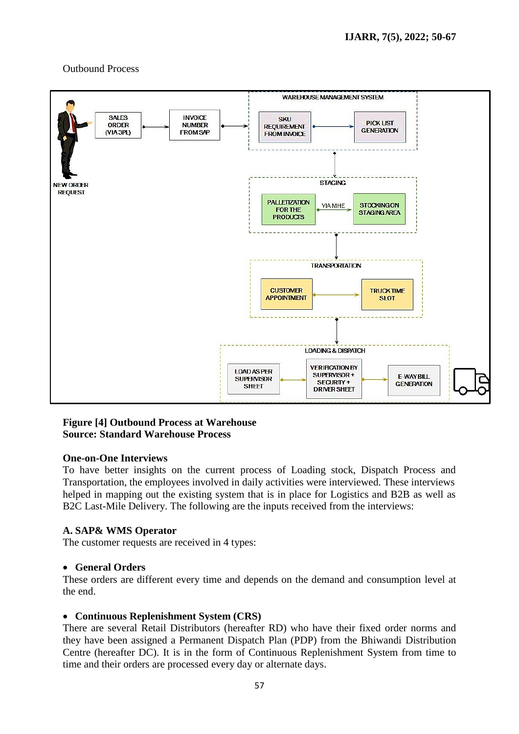Outbound Process

**Figure [4] Outbound Process at Warehouse**
**Source: Standard Warehouse Process**

### One-on-One Interviews

To have better insights on the current process of Loading stock, Dispatch Process and Transportation, the employees involved in daily activities were interviewed. These interviews helped in mapping out the existing system that is in place for Logistics and B2B as well as B2C Last-Mile Delivery. The following are the inputs received from the interviews:

### A. SAP& WMS Operator

The customer requests are received in 4 types:

- **General Orders**

These orders are different every time and depends on the demand and consumption level at the end.

- **Continuous Replenishment System (CRS)**

There are several Retail Distributors (hereafter RD) who have their fixed order norms and they have been assigned a Permanent Dispatch Plan (PDP) from the Bhiwandi Distribution Centre (hereafter DC). It is in the form of Continuous Replenishment System from time to time and their orders are processed every day or alternate days.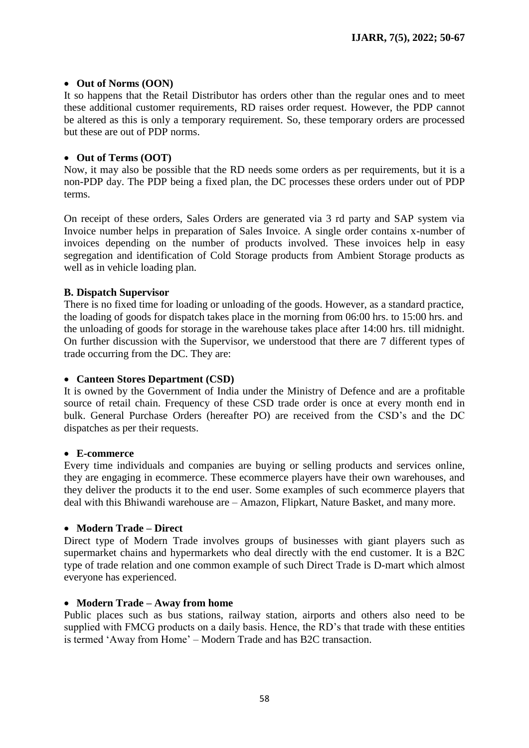- **Out of Norms (OON)**

It so happens that the Retail Distributor has orders other than the regular ones and to meet these additional customer requirements, RD raises order request. However, the PDP cannot be altered as this is only a temporary requirement. So, these temporary orders are processed but these are out of PDP norms.

- **Out of Terms (OOT)**

Now, it may also be possible that the RD needs some orders as per requirements, but it is a non-PDP day. The PDP being a fixed plan, the DC processes these orders under out of PDP terms.

On receipt of these orders, Sales Orders are generated via 3 rd party and SAP system via Invoice number helps in preparation of Sales Invoice. A single order contains x-number of invoices depending on the number of products involved. These invoices help in easy segregation and identification of Cold Storage products from Ambient Storage products as well as in vehicle loading plan.

**B. Dispatch Supervisor**

There is no fixed time for loading or unloading of the goods. However, as a standard practice, the loading of goods for dispatch takes place in the morning from 06:00 hrs. to 15:00 hrs. and the unloading of goods for storage in the warehouse takes place after 14:00 hrs. till midnight. On further discussion with the Supervisor, we understood that there are 7 different types of trade occurring from the DC. They are:

- **Canteen Stores Department (CSD)**

It is owned by the Government of India under the Ministry of Defence and are a profitable source of retail chain. Frequency of these CSD trade order is once at every month end in bulk. General Purchase Orders (hereafter PO) are received from the CSD's and the DC dispatches as per their requests.

- **E-commerce**

Every time individuals and companies are buying or selling products and services online, they are engaging in ecommerce. These ecommerce players have their own warehouses, and they deliver the products it to the end user. Some examples of such ecommerce players that deal with this Bhiwandi warehouse are – Amazon, Flipkart, Nature Basket, and many more.

- **Modern Trade – Direct**

Direct type of Modern Trade involves groups of businesses with giant players such as supermarket chains and hypermarkets who deal directly with the end customer. It is a B2C type of trade relation and one common example of such Direct Trade is D-mart which almost everyone has experienced.

- **Modern Trade – Away from home**

Public places such as bus stations, railway station, airports and others also need to be supplied with FMCG products on a daily basis. Hence, the RD's that trade with these entities is termed 'Away from Home' – Modern Trade and has B2C transaction.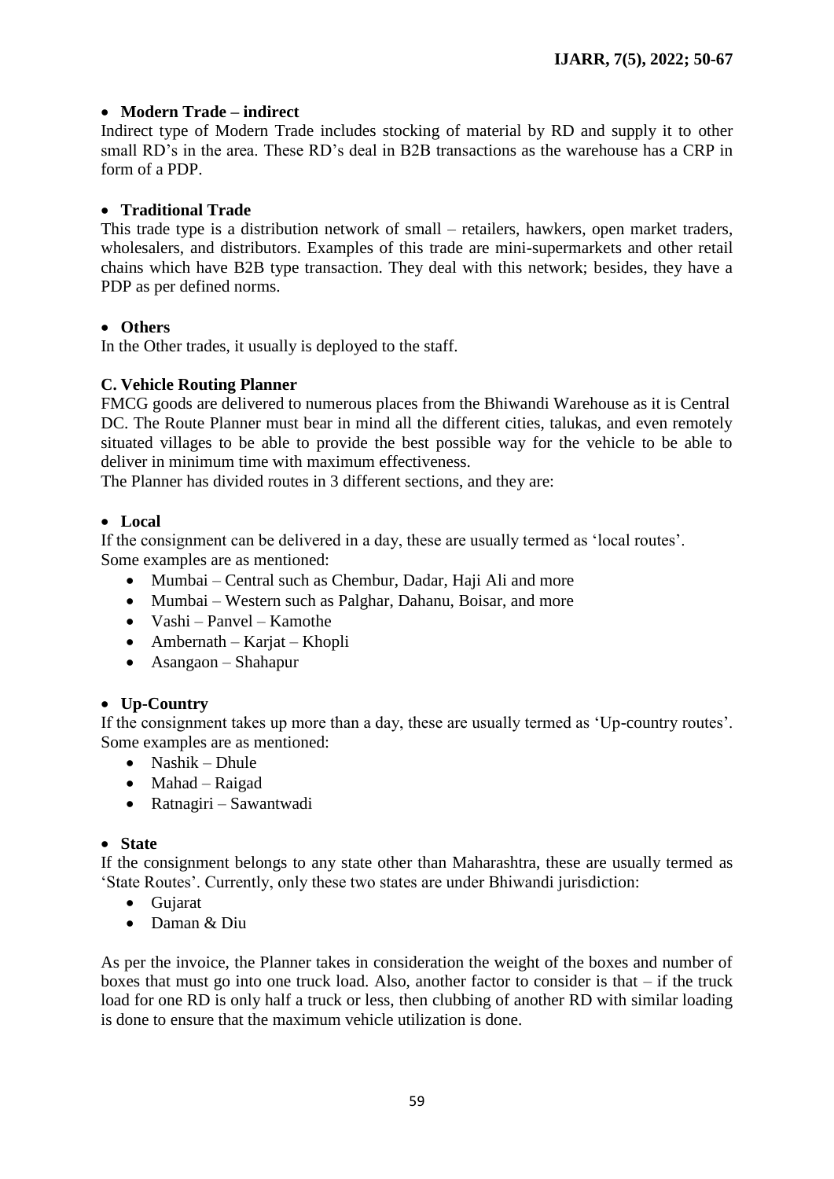- **Modern Trade – indirect**

Indirect type of Modern Trade includes stocking of material by RD and supply it to other small RD's in the area. These RD's deal in B2B transactions as the warehouse has a CRP in form of a PDP.

- **Traditional Trade**

This trade type is a distribution network of small – retailers, hawkers, open market traders, wholesalers, and distributors. Examples of this trade are mini-supermarkets and other retail chains which have B2B type transaction. They deal with this network; besides, they have a PDP as per defined norms.

- **Others**

In the Other trades, it usually is deployed to the staff.

### C. Vehicle Routing Planner

FMCG goods are delivered to numerous places from the Bhiwandi Warehouse as it is Central DC. The Route Planner must bear in mind all the different cities, talukas, and even remotely situated villages to be able to provide the best possible way for the vehicle to be able to deliver in minimum time with maximum effectiveness.

The Planner has divided routes in 3 different sections, and they are:

- **Local**

If the consignment can be delivered in a day, these are usually termed as 'local routes'. Some examples are as mentioned:

- Mumbai – Central such as Chembur, Dadar, Haji Ali and more
- Mumbai – Western such as Palghar, Dahanu, Boisar, and more
- Vashi – Panvel – Kamothe
- Ambernath – Karjat – Khopli
- Asangaon – Shahapur

- **Up-Country**

If the consignment takes up more than a day, these are usually termed as 'Up-country routes'. Some examples are as mentioned:

- Nashik – Dhule
- Mahad – Raigad
- Ratnagiri – Sawantwadi

- **State**

If the consignment belongs to any state other than Maharashtra, these are usually termed as 'State Routes'. Currently, only these two states are under Bhiwandi jurisdiction:

- Gujarat
- Daman & Diu

As per the invoice, the Planner takes in consideration the weight of the boxes and number of boxes that must go into one truck load. Also, another factor to consider is that – if the truck load for one RD is only half a truck or less, then clubbing of another RD with similar loading is done to ensure that the maximum vehicle utilization is done.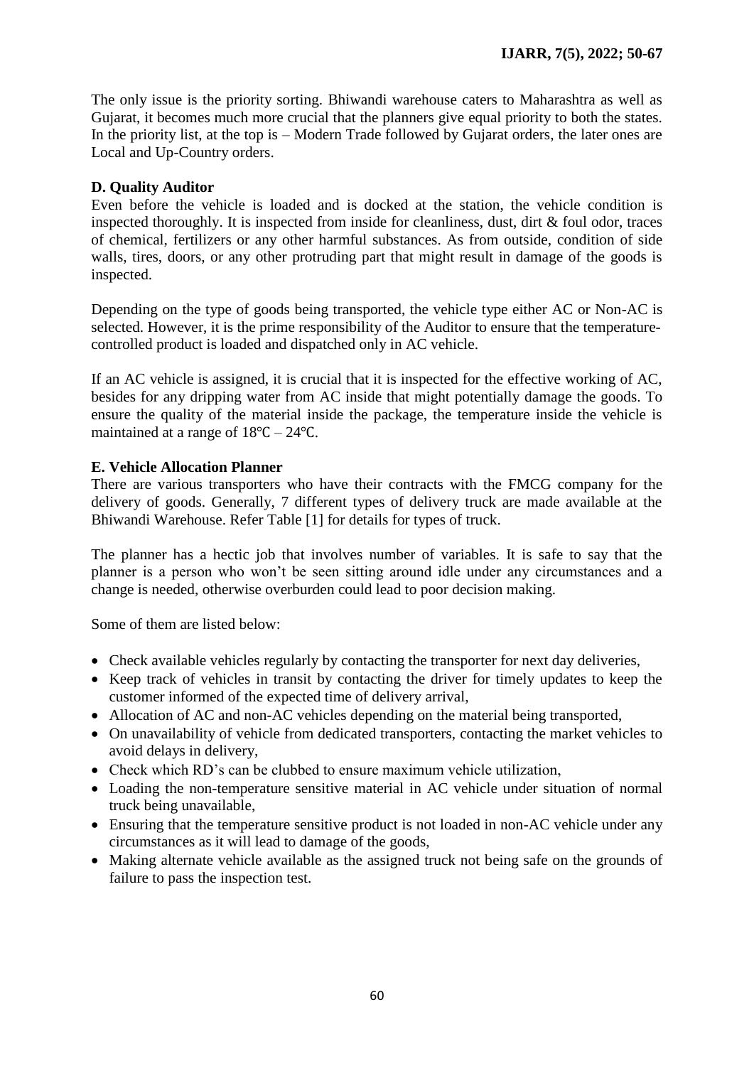The only issue is the priority sorting. Bhiwandi warehouse caters to Maharashtra as well as Gujarat, it becomes much more crucial that the planners give equal priority to both the states. In the priority list, at the top is – Modern Trade followed by Gujarat orders, the later ones are Local and Up-Country orders.

### D. Quality Auditor

Even before the vehicle is loaded and is docked at the station, the vehicle condition is inspected thoroughly. It is inspected from inside for cleanliness, dust, dirt & foul odor, traces of chemical, fertilizers or any other harmful substances. As from outside, condition of side walls, tires, doors, or any other protruding part that might result in damage of the goods is inspected.

Depending on the type of goods being transported, the vehicle type either AC or Non-AC is selected. However, it is the prime responsibility of the Auditor to ensure that the temperature-controlled product is loaded and dispatched only in AC vehicle.

If an AC vehicle is assigned, it is crucial that it is inspected for the effective working of AC, besides for any dripping water from AC inside that might potentially damage the goods. To ensure the quality of the material inside the package, the temperature inside the vehicle is maintained at a range of 18℃ – 24℃.

### E. Vehicle Allocation Planner

There are various transporters who have their contracts with the FMCG company for the delivery of goods. Generally, 7 different types of delivery truck are made available at the Bhiwandi Warehouse. Refer Table [1] for details for types of truck.

The planner has a hectic job that involves number of variables. It is safe to say that the planner is a person who won't be seen sitting around idle under any circumstances and a change is needed, otherwise overburden could lead to poor decision making.

Some of them are listed below:

- Check available vehicles regularly by contacting the transporter for next day deliveries,
- Keep track of vehicles in transit by contacting the driver for timely updates to keep the customer informed of the expected time of delivery arrival,
- Allocation of AC and non-AC vehicles depending on the material being transported,
- On unavailability of vehicle from dedicated transporters, contacting the market vehicles to avoid delays in delivery,
- Check which RD's can be clubbed to ensure maximum vehicle utilization,
- Loading the non-temperature sensitive material in AC vehicle under situation of normal truck being unavailable,
- Ensuring that the temperature sensitive product is not loaded in non-AC vehicle under any circumstances as it will lead to damage of the goods,
- Making alternate vehicle available as the assigned truck not being safe on the grounds of failure to pass the inspection test.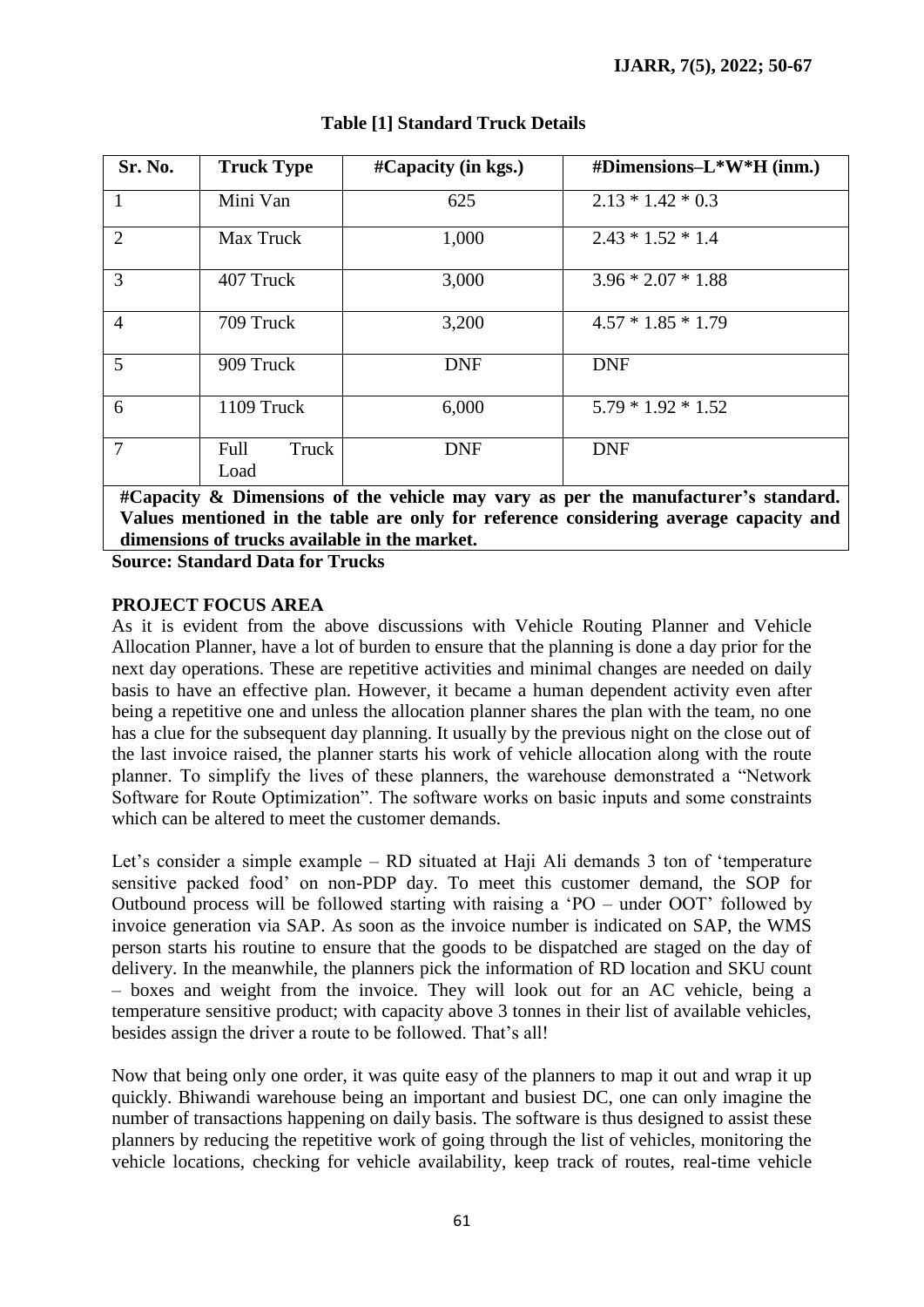**Table [1] Standard Truck Details**

| Sr. No. | Truck Type | #Capacity (in kgs.) | #Dimensions–L*W*H (inm.) |
|---|---|---|---|
| 1 | Mini Van | 625 | 2.13 * 1.42 * 0.3 |
| 2 | Max Truck | 1,000 | 2.43 * 1.52 * 1.4 |
| 3 | 407 Truck | 3,000 | 3.96 * 2.07 * 1.88 |
| 4 | 709 Truck | 3,200 | 4.57 * 1.85 * 1.79 |
| 5 | 909 Truck | DNF | DNF |
| 6 | 1109 Truck | 6,000 | 5.79 * 1.92 * 1.52 |
| 7 | Full Truck Load | DNF | DNF |

**#Capacity & Dimensions of the vehicle may vary as per the manufacturer's standard. Values mentioned in the table are only for reference considering average capacity and dimensions of trucks available in the market.**

**Source: Standard Data for Trucks**

**PROJECT FOCUS AREA**

As it is evident from the above discussions with Vehicle Routing Planner and Vehicle Allocation Planner, have a lot of burden to ensure that the planning is done a day prior for the next day operations. These are repetitive activities and minimal changes are needed on daily basis to have an effective plan. However, it became a human dependent activity even after being a repetitive one and unless the allocation planner shares the plan with the team, no one has a clue for the subsequent day planning. It usually by the previous night on the close out of the last invoice raised, the planner starts his work of vehicle allocation along with the route planner. To simplify the lives of these planners, the warehouse demonstrated a "Network Software for Route Optimization". The software works on basic inputs and some constraints which can be altered to meet the customer demands.

Let's consider a simple example – RD situated at Haji Ali demands 3 ton of 'temperature sensitive packed food' on non-PDP day. To meet this customer demand, the SOP for Outbound process will be followed starting with raising a 'PO – under OOT' followed by invoice generation via SAP. As soon as the invoice number is indicated on SAP, the WMS person starts his routine to ensure that the goods to be dispatched are staged on the day of delivery. In the meanwhile, the planners pick the information of RD location and SKU count – boxes and weight from the invoice. They will look out for an AC vehicle, being a temperature sensitive product; with capacity above 3 tonnes in their list of available vehicles, besides assign the driver a route to be followed. That's all!

Now that being only one order, it was quite easy of the planners to map it out and wrap it up quickly. Bhiwandi warehouse being an important and busiest DC, one can only imagine the number of transactions happening on daily basis. The software is thus designed to assist these planners by reducing the repetitive work of going through the list of vehicles, monitoring the vehicle locations, checking for vehicle availability, keep track of routes, real-time vehicle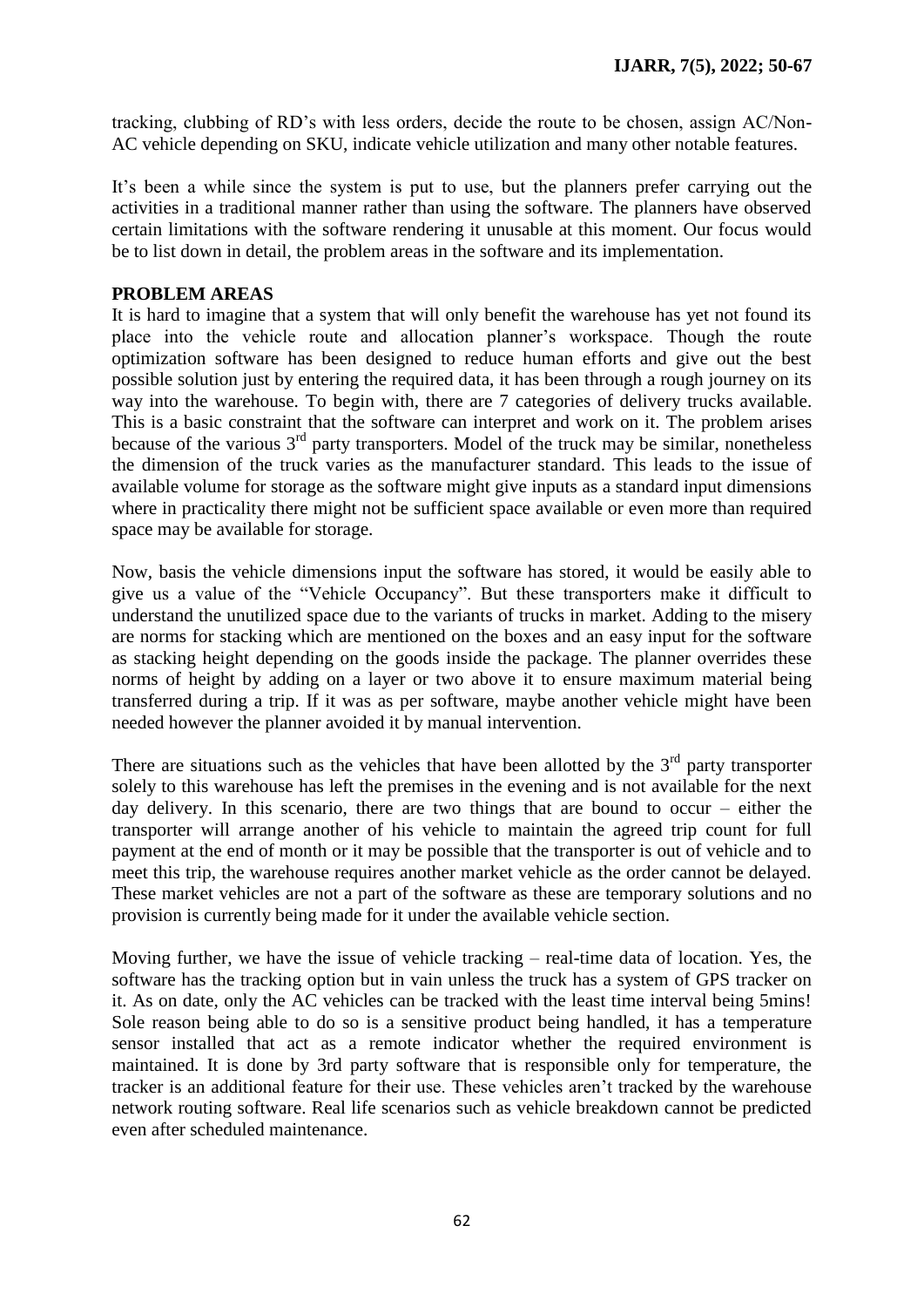tracking, clubbing of RD's with less orders, decide the route to be chosen, assign AC/Non-AC vehicle depending on SKU, indicate vehicle utilization and many other notable features.

It's been a while since the system is put to use, but the planners prefer carrying out the activities in a traditional manner rather than using the software. The planners have observed certain limitations with the software rendering it unusable at this moment. Our focus would be to list down in detail, the problem areas in the software and its implementation.

## PROBLEM AREAS

It is hard to imagine that a system that will only benefit the warehouse has yet not found its place into the vehicle route and allocation planner's workspace. Though the route optimization software has been designed to reduce human efforts and give out the best possible solution just by entering the required data, it has been through a rough journey on its way into the warehouse. To begin with, there are 7 categories of delivery trucks available. This is a basic constraint that the software can interpret and work on it. The problem arises because of the various 3rd party transporters. Model of the truck may be similar, nonetheless the dimension of the truck varies as the manufacturer standard. This leads to the issue of available volume for storage as the software might give inputs as a standard input dimensions where in practicality there might not be sufficient space available or even more than required space may be available for storage.

Now, basis the vehicle dimensions input the software has stored, it would be easily able to give us a value of the "Vehicle Occupancy". But these transporters make it difficult to understand the unutilized space due to the variants of trucks in market. Adding to the misery are norms for stacking which are mentioned on the boxes and an easy input for the software as stacking height depending on the goods inside the package. The planner overrides these norms of height by adding on a layer or two above it to ensure maximum material being transferred during a trip. If it was as per software, maybe another vehicle might have been needed however the planner avoided it by manual intervention.

There are situations such as the vehicles that have been allotted by the 3rd party transporter solely to this warehouse has left the premises in the evening and is not available for the next day delivery. In this scenario, there are two things that are bound to occur – either the transporter will arrange another of his vehicle to maintain the agreed trip count for full payment at the end of month or it may be possible that the transporter is out of vehicle and to meet this trip, the warehouse requires another market vehicle as the order cannot be delayed. These market vehicles are not a part of the software as these are temporary solutions and no provision is currently being made for it under the available vehicle section.

Moving further, we have the issue of vehicle tracking – real-time data of location. Yes, the software has the tracking option but in vain unless the truck has a system of GPS tracker on it. As on date, only the AC vehicles can be tracked with the least time interval being 5mins! Sole reason being able to do so is a sensitive product being handled, it has a temperature sensor installed that act as a remote indicator whether the required environment is maintained. It is done by 3rd party software that is responsible only for temperature, the tracker is an additional feature for their use. These vehicles aren't tracked by the warehouse network routing software. Real life scenarios such as vehicle breakdown cannot be predicted even after scheduled maintenance.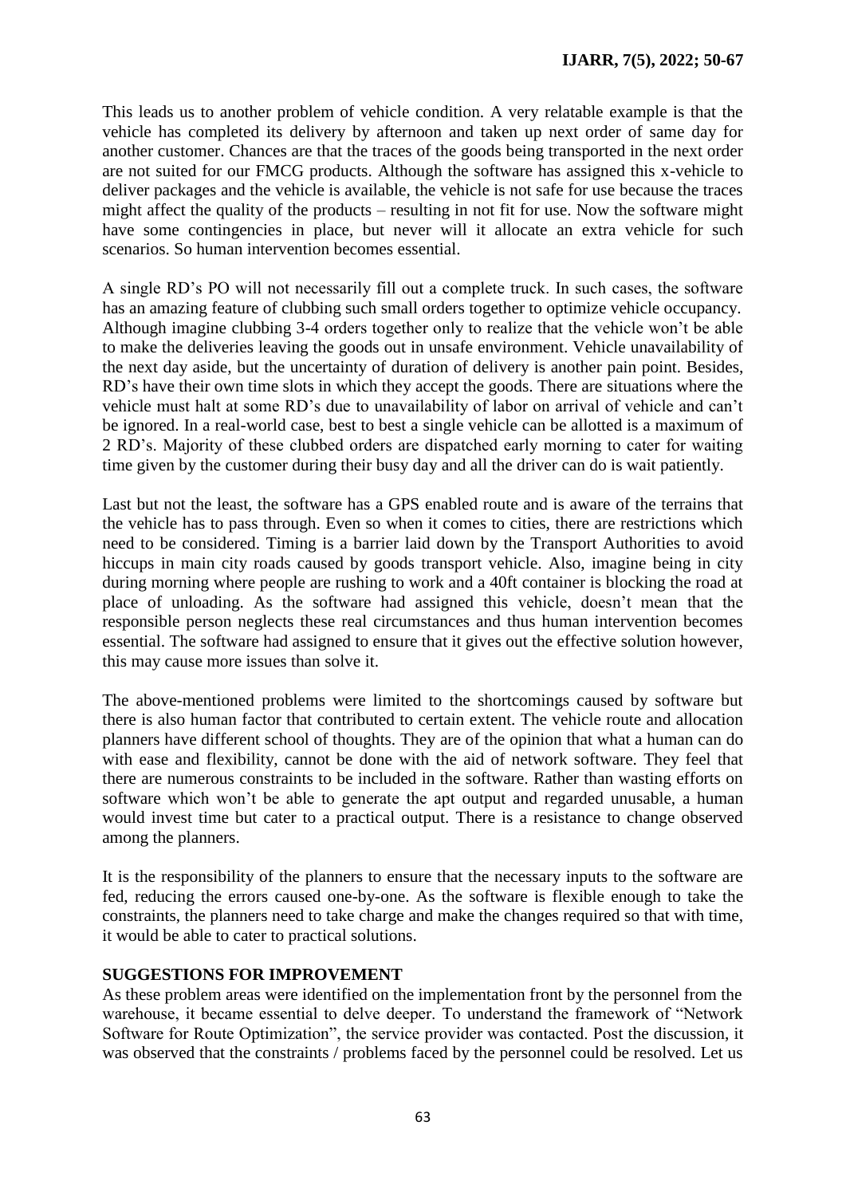This leads us to another problem of vehicle condition. A very relatable example is that the vehicle has completed its delivery by afternoon and taken up next order of same day for another customer. Chances are that the traces of the goods being transported in the next order are not suited for our FMCG products. Although the software has assigned this x-vehicle to deliver packages and the vehicle is available, the vehicle is not safe for use because the traces might affect the quality of the products – resulting in not fit for use. Now the software might have some contingencies in place, but never will it allocate an extra vehicle for such scenarios. So human intervention becomes essential.

A single RD's PO will not necessarily fill out a complete truck. In such cases, the software has an amazing feature of clubbing such small orders together to optimize vehicle occupancy. Although imagine clubbing 3-4 orders together only to realize that the vehicle won't be able to make the deliveries leaving the goods out in unsafe environment. Vehicle unavailability of the next day aside, but the uncertainty of duration of delivery is another pain point. Besides, RD's have their own time slots in which they accept the goods. There are situations where the vehicle must halt at some RD's due to unavailability of labor on arrival of vehicle and can't be ignored. In a real-world case, best to best a single vehicle can be allotted is a maximum of 2 RD's. Majority of these clubbed orders are dispatched early morning to cater for waiting time given by the customer during their busy day and all the driver can do is wait patiently.

Last but not the least, the software has a GPS enabled route and is aware of the terrains that the vehicle has to pass through. Even so when it comes to cities, there are restrictions which need to be considered. Timing is a barrier laid down by the Transport Authorities to avoid hiccups in main city roads caused by goods transport vehicle. Also, imagine being in city during morning where people are rushing to work and a 40ft container is blocking the road at place of unloading. As the software had assigned this vehicle, doesn't mean that the responsible person neglects these real circumstances and thus human intervention becomes essential. The software had assigned to ensure that it gives out the effective solution however, this may cause more issues than solve it.

The above-mentioned problems were limited to the shortcomings caused by software but there is also human factor that contributed to certain extent. The vehicle route and allocation planners have different school of thoughts. They are of the opinion that what a human can do with ease and flexibility, cannot be done with the aid of network software. They feel that there are numerous constraints to be included in the software. Rather than wasting efforts on software which won't be able to generate the apt output and regarded unusable, a human would invest time but cater to a practical output. There is a resistance to change observed among the planners.

It is the responsibility of the planners to ensure that the necessary inputs to the software are fed, reducing the errors caused one-by-one. As the software is flexible enough to take the constraints, the planners need to take charge and make the changes required so that with time, it would be able to cater to practical solutions.

## SUGGESTIONS FOR IMPROVEMENT

As these problem areas were identified on the implementation front by the personnel from the warehouse, it became essential to delve deeper. To understand the framework of "Network Software for Route Optimization", the service provider was contacted. Post the discussion, it was observed that the constraints / problems faced by the personnel could be resolved. Let us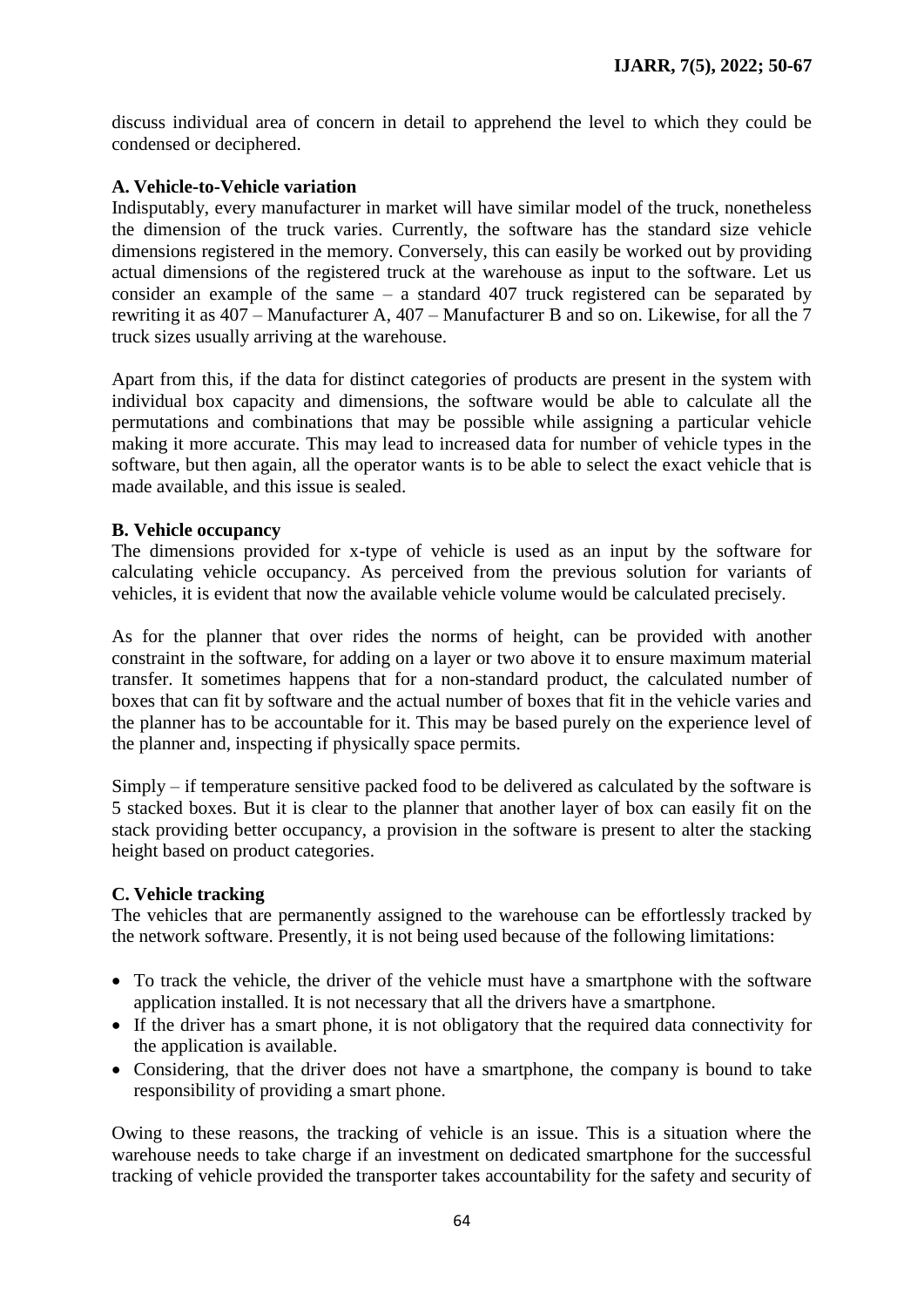discuss individual area of concern in detail to apprehend the level to which they could be condensed or deciphered.

**A. Vehicle-to-Vehicle variation**

Indisputably, every manufacturer in market will have similar model of the truck, nonetheless the dimension of the truck varies. Currently, the software has the standard size vehicle dimensions registered in the memory. Conversely, this can easily be worked out by providing actual dimensions of the registered truck at the warehouse as input to the software. Let us consider an example of the same – a standard 407 truck registered can be separated by rewriting it as 407 – Manufacturer A, 407 – Manufacturer B and so on. Likewise, for all the 7 truck sizes usually arriving at the warehouse.

Apart from this, if the data for distinct categories of products are present in the system with individual box capacity and dimensions, the software would be able to calculate all the permutations and combinations that may be possible while assigning a particular vehicle making it more accurate. This may lead to increased data for number of vehicle types in the software, but then again, all the operator wants is to be able to select the exact vehicle that is made available, and this issue is sealed.

**B. Vehicle occupancy**

The dimensions provided for x-type of vehicle is used as an input by the software for calculating vehicle occupancy. As perceived from the previous solution for variants of vehicles, it is evident that now the available vehicle volume would be calculated precisely.

As for the planner that over rides the norms of height, can be provided with another constraint in the software, for adding on a layer or two above it to ensure maximum material transfer. It sometimes happens that for a non-standard product, the calculated number of boxes that can fit by software and the actual number of boxes that fit in the vehicle varies and the planner has to be accountable for it. This may be based purely on the experience level of the planner and, inspecting if physically space permits.

Simply – if temperature sensitive packed food to be delivered as calculated by the software is 5 stacked boxes. But it is clear to the planner that another layer of box can easily fit on the stack providing better occupancy, a provision in the software is present to alter the stacking height based on product categories.

**C. Vehicle tracking**

The vehicles that are permanently assigned to the warehouse can be effortlessly tracked by the network software. Presently, it is not being used because of the following limitations:

- To track the vehicle, the driver of the vehicle must have a smartphone with the software application installed. It is not necessary that all the drivers have a smartphone.
- If the driver has a smart phone, it is not obligatory that the required data connectivity for the application is available.
- Considering, that the driver does not have a smartphone, the company is bound to take responsibility of providing a smart phone.

Owing to these reasons, the tracking of vehicle is an issue. This is a situation where the warehouse needs to take charge if an investment on dedicated smartphone for the successful tracking of vehicle provided the transporter takes accountability for the safety and security of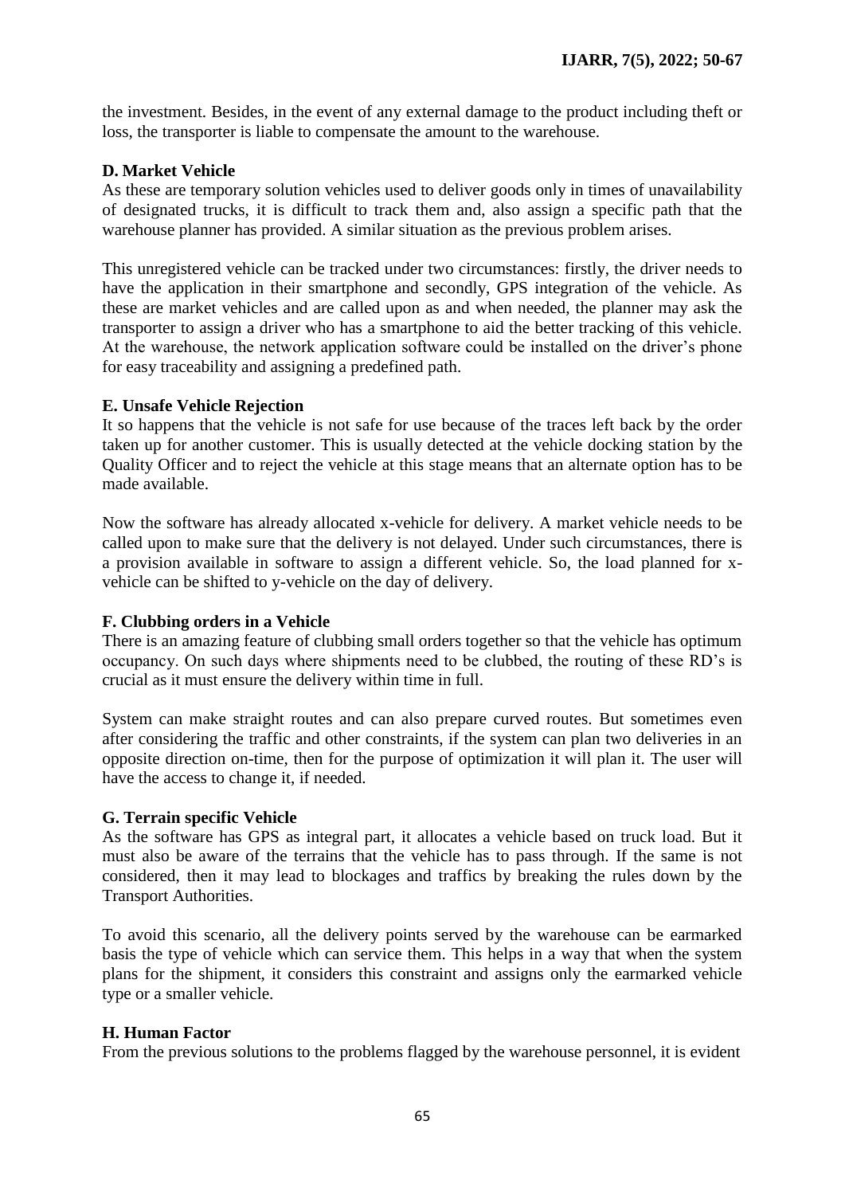the investment. Besides, in the event of any external damage to the product including theft or loss, the transporter is liable to compensate the amount to the warehouse.

**D. Market Vehicle**

As these are temporary solution vehicles used to deliver goods only in times of unavailability of designated trucks, it is difficult to track them and, also assign a specific path that the warehouse planner has provided. A similar situation as the previous problem arises.

This unregistered vehicle can be tracked under two circumstances: firstly, the driver needs to have the application in their smartphone and secondly, GPS integration of the vehicle. As these are market vehicles and are called upon as and when needed, the planner may ask the transporter to assign a driver who has a smartphone to aid the better tracking of this vehicle. At the warehouse, the network application software could be installed on the driver's phone for easy traceability and assigning a predefined path.

**E. Unsafe Vehicle Rejection**

It so happens that the vehicle is not safe for use because of the traces left back by the order taken up for another customer. This is usually detected at the vehicle docking station by the Quality Officer and to reject the vehicle at this stage means that an alternate option has to be made available.

Now the software has already allocated x-vehicle for delivery. A market vehicle needs to be called upon to make sure that the delivery is not delayed. Under such circumstances, there is a provision available in software to assign a different vehicle. So, the load planned for x-vehicle can be shifted to y-vehicle on the day of delivery.

**F. Clubbing orders in a Vehicle**

There is an amazing feature of clubbing small orders together so that the vehicle has optimum occupancy. On such days where shipments need to be clubbed, the routing of these RD's is crucial as it must ensure the delivery within time in full.

System can make straight routes and can also prepare curved routes. But sometimes even after considering the traffic and other constraints, if the system can plan two deliveries in an opposite direction on-time, then for the purpose of optimization it will plan it. The user will have the access to change it, if needed.

**G. Terrain specific Vehicle**

As the software has GPS as integral part, it allocates a vehicle based on truck load. But it must also be aware of the terrains that the vehicle has to pass through. If the same is not considered, then it may lead to blockages and traffics by breaking the rules down by the Transport Authorities.

To avoid this scenario, all the delivery points served by the warehouse can be earmarked basis the type of vehicle which can service them. This helps in a way that when the system plans for the shipment, it considers this constraint and assigns only the earmarked vehicle type or a smaller vehicle.

**H. Human Factor**

From the previous solutions to the problems flagged by the warehouse personnel, it is evident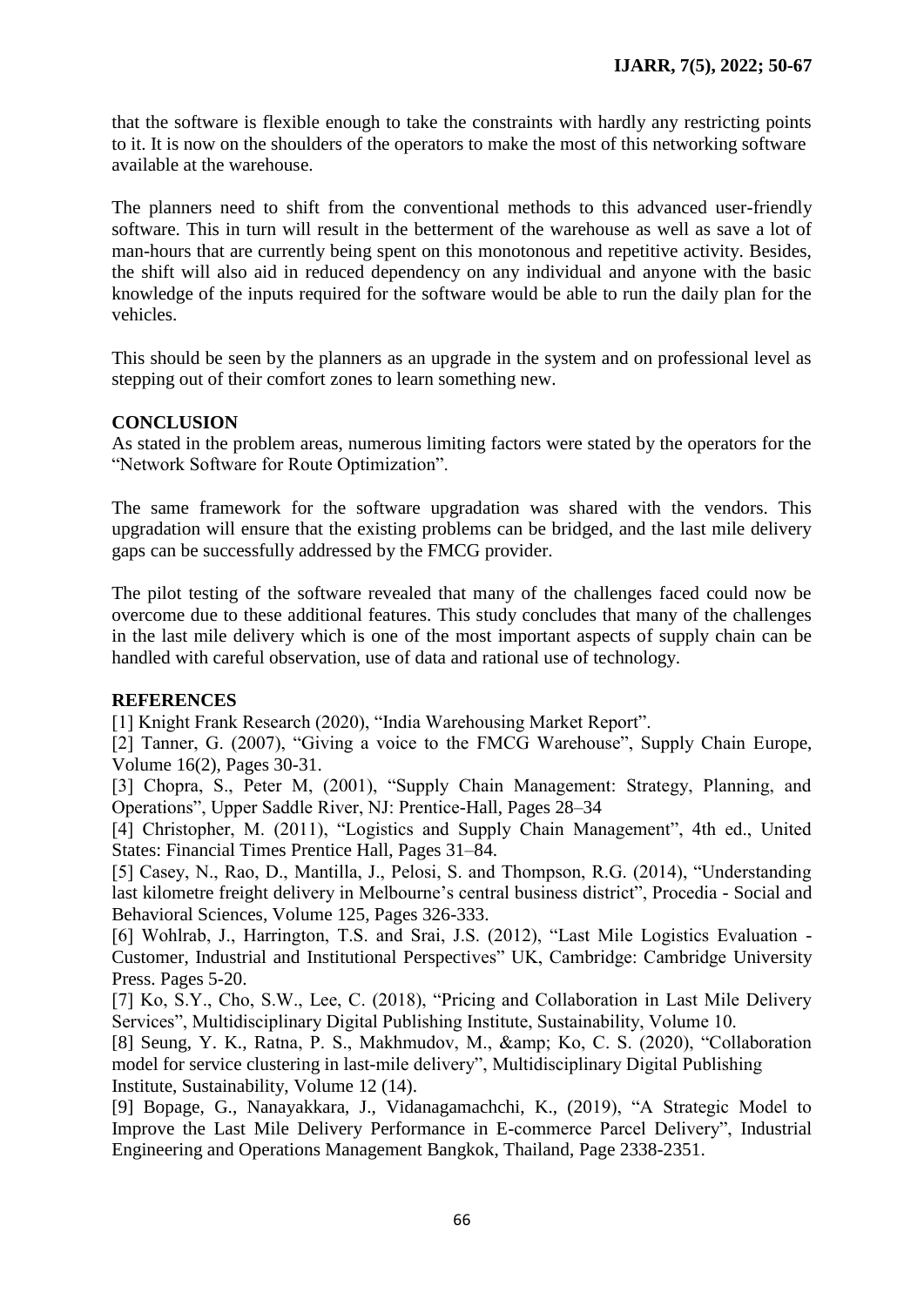that the software is flexible enough to take the constraints with hardly any restricting points to it. It is now on the shoulders of the operators to make the most of this networking software available at the warehouse.

The planners need to shift from the conventional methods to this advanced user-friendly software. This in turn will result in the betterment of the warehouse as well as save a lot of man-hours that are currently being spent on this monotonous and repetitive activity. Besides, the shift will also aid in reduced dependency on any individual and anyone with the basic knowledge of the inputs required for the software would be able to run the daily plan for the vehicles.

This should be seen by the planners as an upgrade in the system and on professional level as stepping out of their comfort zones to learn something new.

## CONCLUSION

As stated in the problem areas, numerous limiting factors were stated by the operators for the "Network Software for Route Optimization".

The same framework for the software upgradation was shared with the vendors. This upgradation will ensure that the existing problems can be bridged, and the last mile delivery gaps can be successfully addressed by the FMCG provider.

The pilot testing of the software revealed that many of the challenges faced could now be overcome due to these additional features. This study concludes that many of the challenges in the last mile delivery which is one of the most important aspects of supply chain can be handled with careful observation, use of data and rational use of technology.

## REFERENCES

[1] Knight Frank Research (2020), "India Warehousing Market Report".

[2] Tanner, G. (2007), "Giving a voice to the FMCG Warehouse", Supply Chain Europe, Volume 16(2), Pages 30-31.

[3] Chopra, S., Peter M, (2001), "Supply Chain Management: Strategy, Planning, and Operations", Upper Saddle River, NJ: Prentice-Hall, Pages 28–34

[4] Christopher, M. (2011), "Logistics and Supply Chain Management", 4th ed., United States: Financial Times Prentice Hall, Pages 31–84.

[5] Casey, N., Rao, D., Mantilla, J., Pelosi, S. and Thompson, R.G. (2014), "Understanding last kilometre freight delivery in Melbourne's central business district", Procedia - Social and Behavioral Sciences, Volume 125, Pages 326-333.

[6] Wohlrab, J., Harrington, T.S. and Srai, J.S. (2012), "Last Mile Logistics Evaluation - Customer, Industrial and Institutional Perspectives" UK, Cambridge: Cambridge University Press. Pages 5-20.

[7] Ko, S.Y., Cho, S.W., Lee, C. (2018), "Pricing and Collaboration in Last Mile Delivery Services", Multidisciplinary Digital Publishing Institute, Sustainability, Volume 10.

[8] Seung, Y. K., Ratna, P. S., Makhmudov, M., &amp; Ko, C. S. (2020), "Collaboration model for service clustering in last-mile delivery", Multidisciplinary Digital Publishing Institute, Sustainability, Volume 12 (14).

[9] Bopage, G., Nanayakkara, J., Vidanagamachchi, K., (2019), "A Strategic Model to Improve the Last Mile Delivery Performance in E-commerce Parcel Delivery", Industrial Engineering and Operations Management Bangkok, Thailand, Page 2338-2351.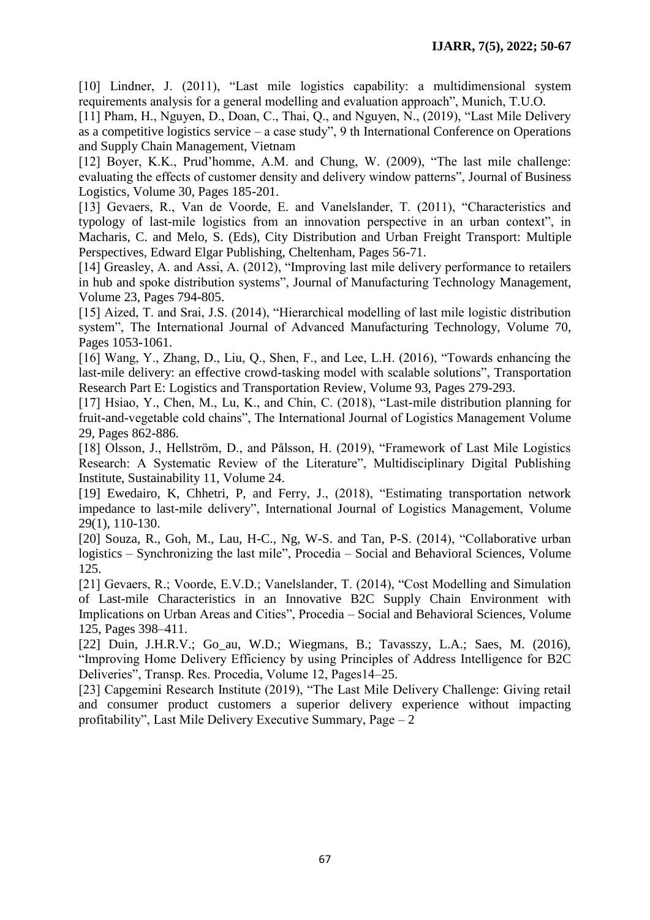[10] Lindner, J. (2011), "Last mile logistics capability: a multidimensional system requirements analysis for a general modelling and evaluation approach", Munich, T.U.O.

[11] Pham, H., Nguyen, D., Doan, C., Thai, Q., and Nguyen, N., (2019), "Last Mile Delivery as a competitive logistics service – a case study", 9 th International Conference on Operations and Supply Chain Management, Vietnam

[12] Boyer, K.K., Prud'homme, A.M. and Chung, W. (2009), "The last mile challenge: evaluating the effects of customer density and delivery window patterns", Journal of Business Logistics, Volume 30, Pages 185-201.

[13] Gevaers, R., Van de Voorde, E. and Vanelslander, T. (2011), "Characteristics and typology of last-mile logistics from an innovation perspective in an urban context", in Macharis, C. and Melo, S. (Eds), City Distribution and Urban Freight Transport: Multiple Perspectives, Edward Elgar Publishing, Cheltenham, Pages 56-71.

[14] Greasley, A. and Assi, A. (2012), "Improving last mile delivery performance to retailers in hub and spoke distribution systems", Journal of Manufacturing Technology Management, Volume 23, Pages 794-805.

[15] Aized, T. and Srai, J.S. (2014), "Hierarchical modelling of last mile logistic distribution system", The International Journal of Advanced Manufacturing Technology, Volume 70, Pages 1053-1061.

[16] Wang, Y., Zhang, D., Liu, Q., Shen, F., and Lee, L.H. (2016), "Towards enhancing the last-mile delivery: an effective crowd-tasking model with scalable solutions", Transportation Research Part E: Logistics and Transportation Review, Volume 93, Pages 279-293.

[17] Hsiao, Y., Chen, M., Lu, K., and Chin, C. (2018), "Last-mile distribution planning for fruit-and-vegetable cold chains", The International Journal of Logistics Management Volume 29, Pages 862-886.

[18] Olsson, J., Hellström, D., and Pålsson, H. (2019), "Framework of Last Mile Logistics Research: A Systematic Review of the Literature", Multidisciplinary Digital Publishing Institute, Sustainability 11, Volume 24.

[19] Ewedairo, K, Chhetri, P, and Ferry, J., (2018), "Estimating transportation network impedance to last-mile delivery", International Journal of Logistics Management, Volume 29(1), 110-130.

[20] Souza, R., Goh, M., Lau, H-C., Ng, W-S. and Tan, P-S. (2014), "Collaborative urban logistics – Synchronizing the last mile", Procedia – Social and Behavioral Sciences, Volume 125.

[21] Gevaers, R.; Voorde, E.V.D.; Vanelslander, T. (2014), "Cost Modelling and Simulation of Last-mile Characteristics in an Innovative B2C Supply Chain Environment with Implications on Urban Areas and Cities", Procedia – Social and Behavioral Sciences, Volume 125, Pages 398–411.

[22] Duin, J.H.R.V.; Go_au, W.D.; Wiegmans, B.; Tavasszy, L.A.; Saes, M. (2016), "Improving Home Delivery Efficiency by using Principles of Address Intelligence for B2C Deliveries", Transp. Res. Procedia, Volume 12, Pages14–25.

[23] Capgemini Research Institute (2019), "The Last Mile Delivery Challenge: Giving retail and consumer product customers a superior delivery experience without impacting profitability", Last Mile Delivery Executive Summary, Page – 2